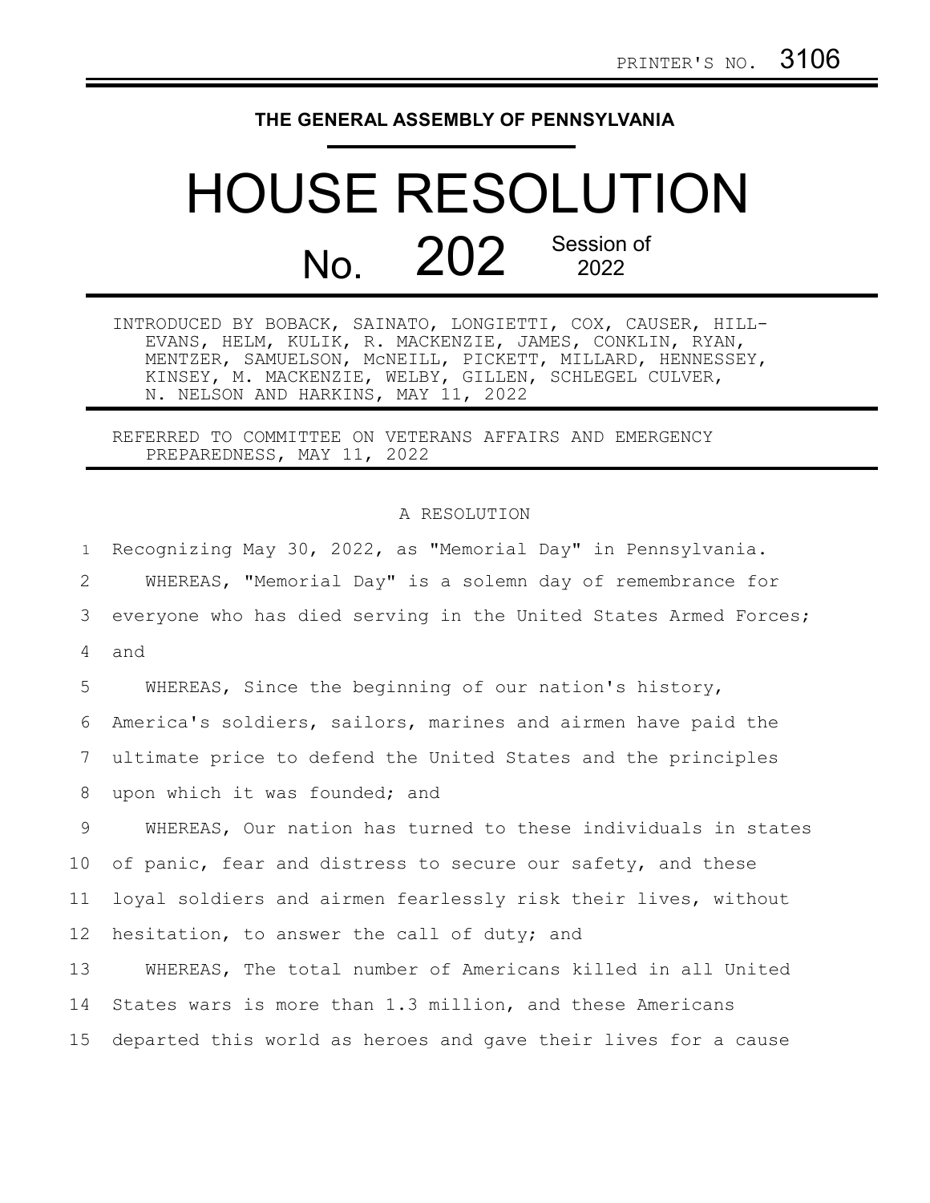PRINTER'S NO. 3106

THE GENERAL ASSEMBLY OF PENNSYLVANIA

# HOUSE RESOLUTION

## No. 202 Session of 2022

INTRODUCED BY BOBACK, SAINATO, LONGIETTI, COX, CAUSER, HILL-EVANS, HELM, KULIK, R. MACKENZIE, JAMES, CONKLIN, RYAN, MENTZER, SAMUELSON, McNEILL, PICKETT, MILLARD, HENNESSEY, KINSEY, M. MACKENZIE, WELBY, GILLEN, SCHLEGEL CULVER, N. NELSON AND HARKINS, MAY 11, 2022

REFERRED TO COMMITTEE ON VETERANS AFFAIRS AND EMERGENCY PREPAREDNESS, MAY 11, 2022

A RESOLUTION

Recognizing May 30, 2022, as "Memorial Day" in Pennsylvania.

WHEREAS, "Memorial Day" is a solemn day of remembrance for everyone who has died serving in the United States Armed Forces; and

WHEREAS, Since the beginning of our nation's history, America's soldiers, sailors, marines and airmen have paid the ultimate price to defend the United States and the principles upon which it was founded; and

WHEREAS, Our nation has turned to these individuals in states of panic, fear and distress to secure our safety, and these loyal soldiers and airmen fearlessly risk their lives, without hesitation, to answer the call of duty; and

WHEREAS, The total number of Americans killed in all United States wars is more than 1.3 million, and these Americans departed this world as heroes and gave their lives for a cause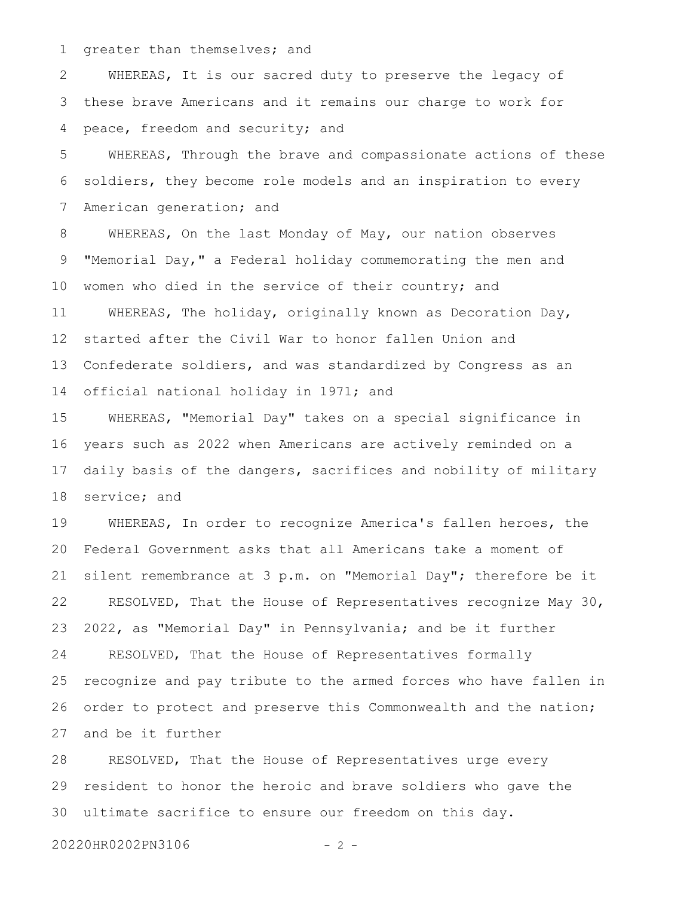greater than themselves; and

WHEREAS, It is our sacred duty to preserve the legacy of these brave Americans and it remains our charge to work for peace, freedom and security; and

WHEREAS, Through the brave and compassionate actions of these soldiers, they become role models and an inspiration to every American generation; and

WHEREAS, On the last Monday of May, our nation observes "Memorial Day," a Federal holiday commemorating the men and women who died in the service of their country; and

WHEREAS, The holiday, originally known as Decoration Day, started after the Civil War to honor fallen Union and Confederate soldiers, and was standardized by Congress as an official national holiday in 1971; and

WHEREAS, "Memorial Day" takes on a special significance in years such as 2022 when Americans are actively reminded on a daily basis of the dangers, sacrifices and nobility of military service; and

WHEREAS, In order to recognize America's fallen heroes, the Federal Government asks that all Americans take a moment of silent remembrance at 3 p.m. on "Memorial Day"; therefore be it

RESOLVED, That the House of Representatives recognize May 30, 2022, as "Memorial Day" in Pennsylvania; and be it further

RESOLVED, That the House of Representatives formally recognize and pay tribute to the armed forces who have fallen in order to protect and preserve this Commonwealth and the nation; and be it further

RESOLVED, That the House of Representatives urge every resident to honor the heroic and brave soldiers who gave the ultimate sacrifice to ensure our freedom on this day.

20220HR0202PN3106